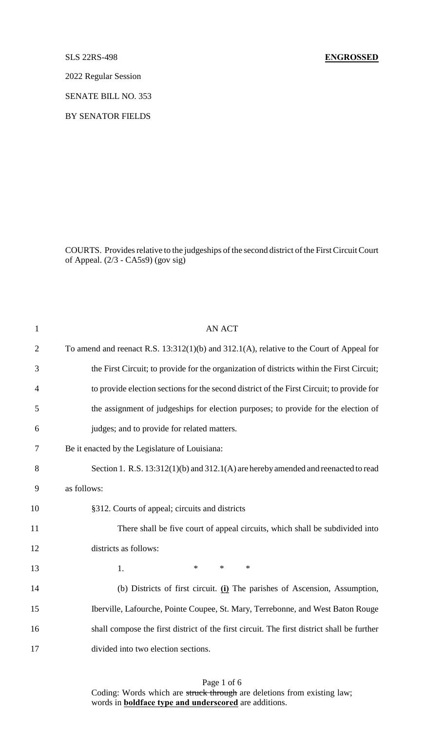SLS 22RS-498 **ENGROSSED**

2022 Regular Session

SENATE BILL NO. 353

BY SENATOR FIELDS

COURTS. Provides relative to the judgeships of the second district of the First Circuit Court of Appeal. (2/3 - CA5s9) (gov sig)

AN ACT

To amend and reenact R.S. 13:312(1)(b) and 312.1(A), relative to the Court of Appeal for the First Circuit; to provide for the organization of districts within the First Circuit; to provide election sections for the second district of the First Circuit; to provide for the assignment of judgeships for election purposes; to provide for the election of judges; and to provide for related matters.

Be it enacted by the Legislature of Louisiana:

Section 1. R.S. 13:312(1)(b) and 312.1(A) are hereby amended and reenacted to read as follows:

§312. Courts of appeal; circuits and districts

There shall be five court of appeal circuits, which shall be subdivided into districts as follows:

1. \* \* \*

(b) Districts of first circuit. **(i)** The parishes of Ascension, Assumption, Iberville, Lafourche, Pointe Coupee, St. Mary, Terrebonne, and West Baton Rouge shall compose the first district of the first circuit. The first district shall be further divided into two election sections.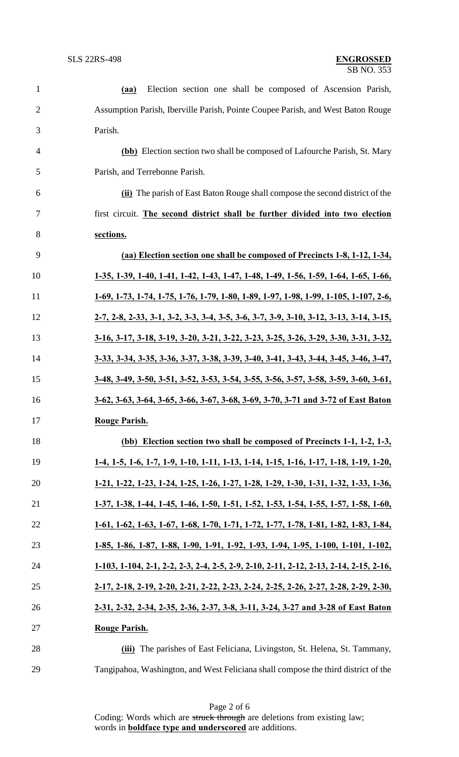**(aa)** Election section one shall be composed of Ascension Parish, Assumption Parish, Iberville Parish, Pointe Coupee Parish, and West Baton Rouge Parish.

**(bb)** Election section two shall be composed of Lafourche Parish, St. Mary Parish, and Terrebonne Parish.

**(ii)** The parish of East Baton Rouge shall compose the second district of the first circuit. **The second district shall be further divided into two election sections.**

**(aa) Election section one shall be composed of Precincts 1-8, 1-12, 1-34, 1-35, 1-39, 1-40, 1-41, 1-42, 1-43, 1-47, 1-48, 1-49, 1-56, 1-59, 1-64, 1-65, 1-66, 1-69, 1-73, 1-74, 1-75, 1-76, 1-79, 1-80, 1-89, 1-97, 1-98, 1-99, 1-105, 1-107, 2-6, 2-7, 2-8, 2-33, 3-1, 3-2, 3-3, 3-4, 3-5, 3-6, 3-7, 3-9, 3-10, 3-12, 3-13, 3-14, 3-15, 3-16, 3-17, 3-18, 3-19, 3-20, 3-21, 3-22, 3-23, 3-25, 3-26, 3-29, 3-30, 3-31, 3-32, 3-33, 3-34, 3-35, 3-36, 3-37, 3-38, 3-39, 3-40, 3-41, 3-43, 3-44, 3-45, 3-46, 3-47, 3-48, 3-49, 3-50, 3-51, 3-52, 3-53, 3-54, 3-55, 3-56, 3-57, 3-58, 3-59, 3-60, 3-61, 3-62, 3-63, 3-64, 3-65, 3-66, 3-67, 3-68, 3-69, 3-70, 3-71 and 3-72 of East Baton Rouge Parish.**

**(bb) Election section two shall be composed of Precincts 1-1, 1-2, 1-3, 1-4, 1-5, 1-6, 1-7, 1-9, 1-10, 1-11, 1-13, 1-14, 1-15, 1-16, 1-17, 1-18, 1-19, 1-20, 1-21, 1-22, 1-23, 1-24, 1-25, 1-26, 1-27, 1-28, 1-29, 1-30, 1-31, 1-32, 1-33, 1-36, 1-37, 1-38, 1-44, 1-45, 1-46, 1-50, 1-51, 1-52, 1-53, 1-54, 1-55, 1-57, 1-58, 1-60, 1-61, 1-62, 1-63, 1-67, 1-68, 1-70, 1-71, 1-72, 1-77, 1-78, 1-81, 1-82, 1-83, 1-84, 1-85, 1-86, 1-87, 1-88, 1-90, 1-91, 1-92, 1-93, 1-94, 1-95, 1-100, 1-101, 1-102, 1-103, 1-104, 2-1, 2-2, 2-3, 2-4, 2-5, 2-9, 2-10, 2-11, 2-12, 2-13, 2-14, 2-15, 2-16, 2-17, 2-18, 2-19, 2-20, 2-21, 2-22, 2-23, 2-24, 2-25, 2-26, 2-27, 2-28, 2-29, 2-30, 2-31, 2-32, 2-34, 2-35, 2-36, 2-37, 3-8, 3-11, 3-24, 3-27 and 3-28 of East Baton Rouge Parish.**

**(iii)** The parishes of East Feliciana, Livingston, St. Helena, St. Tammany, Tangipahoa, Washington, and West Feliciana shall compose the third district of the

Coding: Words which are ~~struck through~~ are deletions from existing law; words in **boldface type and underscored** are additions.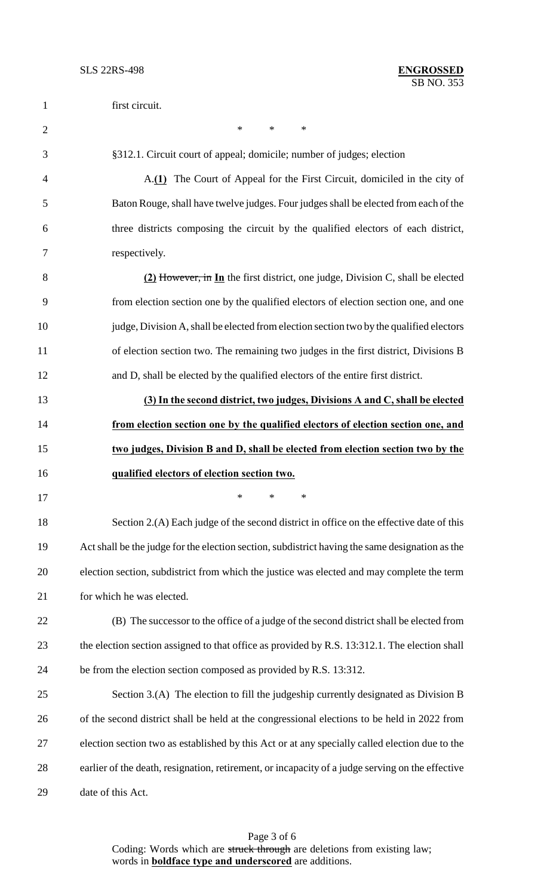first circuit.

\* \* \*

§312.1. Circuit court of appeal; domicile; number of judges; election

A.**__(1)__** The Court of Appeal for the First Circuit, domiciled in the city of Baton Rouge, shall have twelve judges. Four judges shall be elected from each of the three districts composing the circuit by the qualified electors of each district, respectively.

**__(2)__** ~~However, in~~ **__In__** the first district, one judge, Division C, shall be elected from election section one by the qualified electors of election section one, and one judge, Division A, shall be elected from election section two by the qualified electors of election section two. The remaining two judges in the first district, Divisions B and D, shall be elected by the qualified electors of the entire first district.

**__(3) In the second district, two judges, Divisions A and C, shall be elected from election section one by the qualified electors of election section one, and two judges, Division B and D, shall be elected from election section two by the qualified electors of election section two.__**

\* \* \*

Section 2.(A) Each judge of the second district in office on the effective date of this Act shall be the judge for the election section, subdistrict having the same designation as the election section, subdistrict from which the justice was elected and may complete the term for which he was elected.

(B) The successor to the office of a judge of the second district shall be elected from the election section assigned to that office as provided by R.S. 13:312.1. The election shall be from the election section composed as provided by R.S. 13:312.

Section 3.(A) The election to fill the judgeship currently designated as Division B of the second district shall be held at the congressional elections to be held in 2022 from election section two as established by this Act or at any specially called election due to the earlier of the death, resignation, retirement, or incapacity of a judge serving on the effective date of this Act.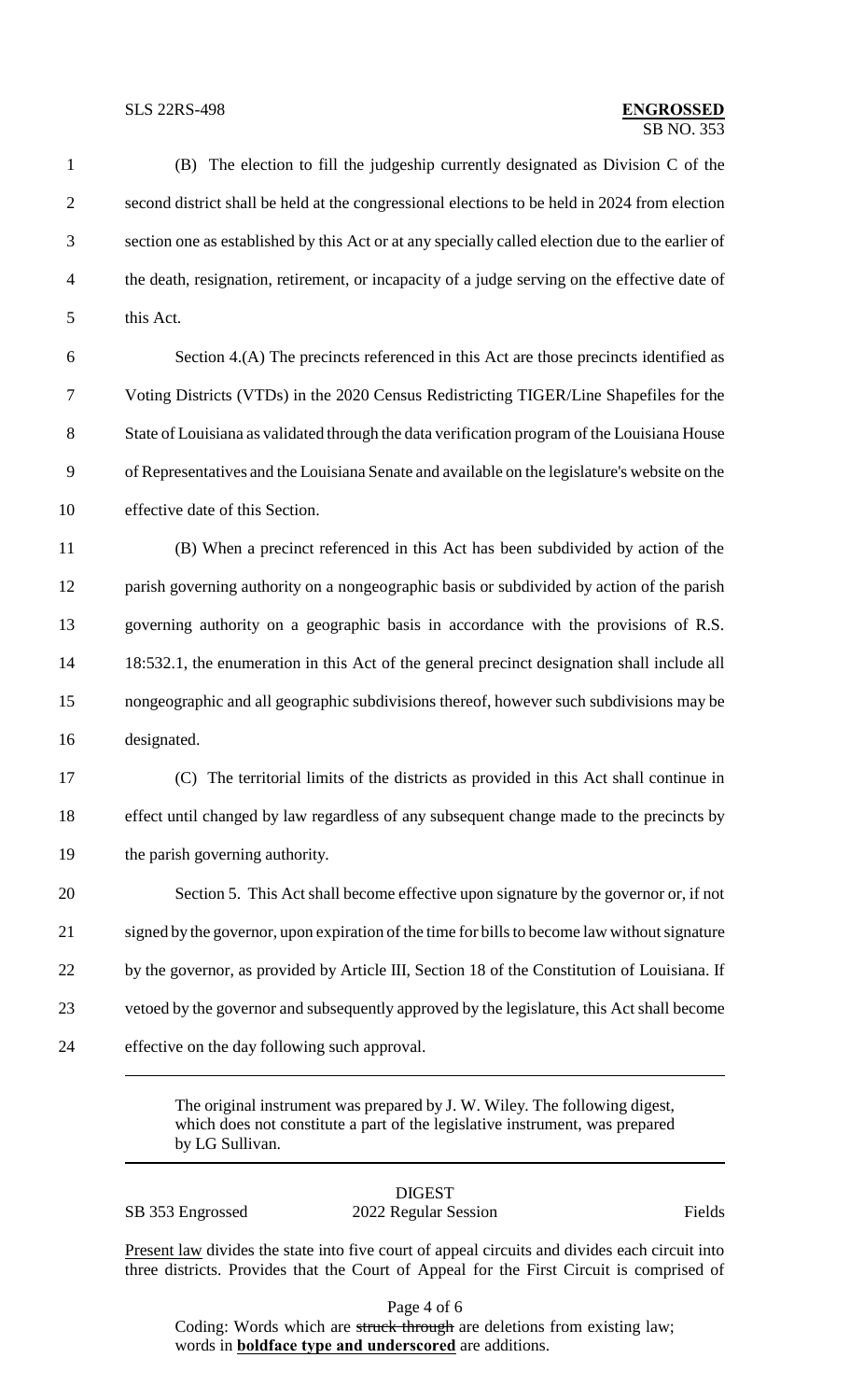(B) The election to fill the judgeship currently designated as Division C of the second district shall be held at the congressional elections to be held in 2024 from election section one as established by this Act or at any specially called election due to the earlier of the death, resignation, retirement, or incapacity of a judge serving on the effective date of this Act.

Section 4.(A) The precincts referenced in this Act are those precincts identified as Voting Districts (VTDs) in the 2020 Census Redistricting TIGER/Line Shapefiles for the State of Louisiana as validated through the data verification program of the Louisiana House of Representatives and the Louisiana Senate and available on the legislature's website on the effective date of this Section.

(B) When a precinct referenced in this Act has been subdivided by action of the parish governing authority on a nongeographic basis or subdivided by action of the parish governing authority on a geographic basis in accordance with the provisions of R.S. 18:532.1, the enumeration in this Act of the general precinct designation shall include all nongeographic and all geographic subdivisions thereof, however such subdivisions may be designated.

(C) The territorial limits of the districts as provided in this Act shall continue in effect until changed by law regardless of any subsequent change made to the precincts by the parish governing authority.

Section 5. This Act shall become effective upon signature by the governor or, if not signed by the governor, upon expiration of the time for bills to become law without signature by the governor, as provided by Article III, Section 18 of the Constitution of Louisiana. If vetoed by the governor and subsequently approved by the legislature, this Act shall become effective on the day following such approval.

---

The original instrument was prepared by J. W. Wiley. The following digest, which does not constitute a part of the legislative instrument, was prepared by LG Sullivan.

---

DIGEST

SB 353 Engrossed — 2022 Regular Session — Fields

Present law divides the state into five court of appeal circuits and divides each circuit into three districts. Provides that the Court of Appeal for the First Circuit is comprised of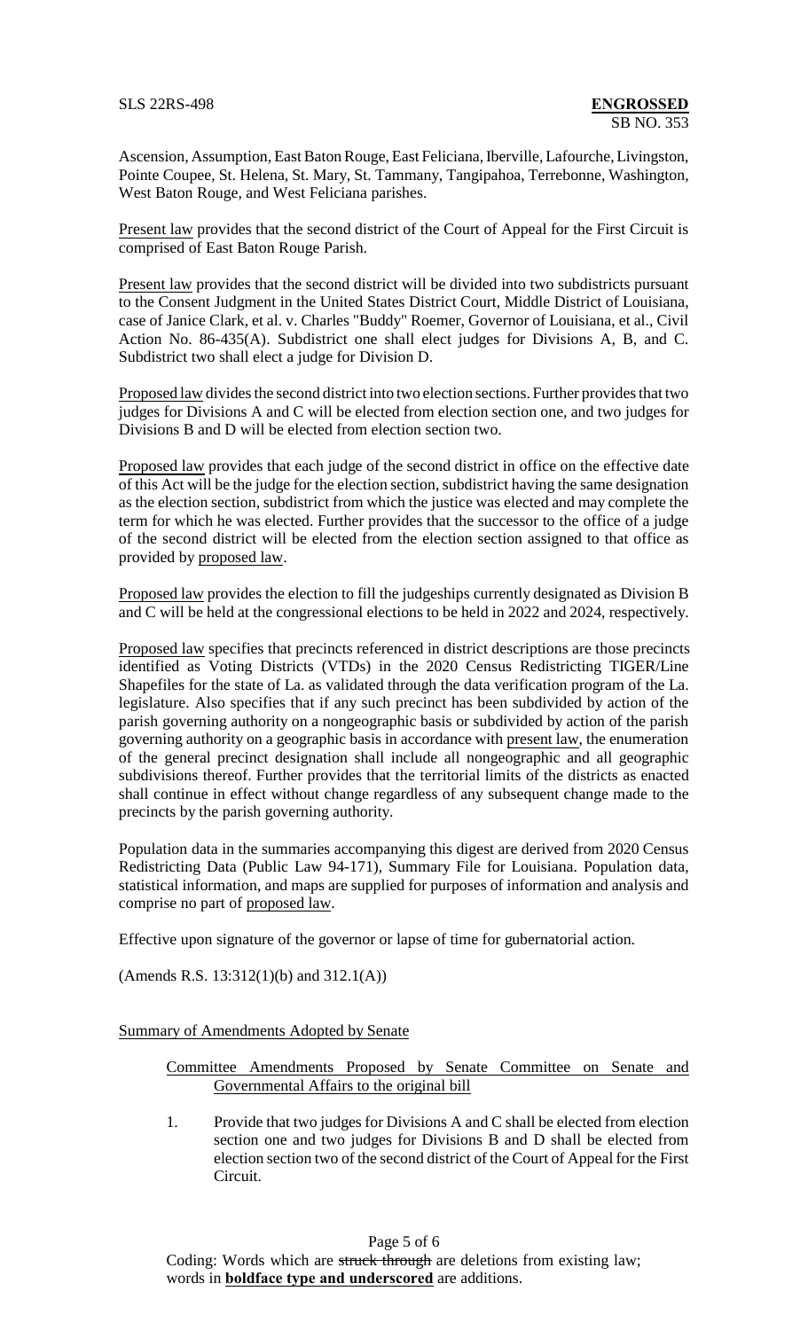Ascension, Assumption, East Baton Rouge, East Feliciana, Iberville, Lafourche, Livingston, Pointe Coupee, St. Helena, St. Mary, St. Tammany, Tangipahoa, Terrebonne, Washington, West Baton Rouge, and West Feliciana parishes.

Present law provides that the second district of the Court of Appeal for the First Circuit is comprised of East Baton Rouge Parish.

Present law provides that the second district will be divided into two subdistricts pursuant to the Consent Judgment in the United States District Court, Middle District of Louisiana, case of Janice Clark, et al. v. Charles "Buddy" Roemer, Governor of Louisiana, et al., Civil Action No. 86-435(A). Subdistrict one shall elect judges for Divisions A, B, and C. Subdistrict two shall elect a judge for Division D.

Proposed law divides the second district into two election sections. Further provides that two judges for Divisions A and C will be elected from election section one, and two judges for Divisions B and D will be elected from election section two.

Proposed law provides that each judge of the second district in office on the effective date of this Act will be the judge for the election section, subdistrict having the same designation as the election section, subdistrict from which the justice was elected and may complete the term for which he was elected. Further provides that the successor to the office of a judge of the second district will be elected from the election section assigned to that office as provided by proposed law.

Proposed law provides the election to fill the judgeships currently designated as Division B and C will be held at the congressional elections to be held in 2022 and 2024, respectively.

Proposed law specifies that precincts referenced in district descriptions are those precincts identified as Voting Districts (VTDs) in the 2020 Census Redistricting TIGER/Line Shapefiles for the state of La. as validated through the data verification program of the La. legislature. Also specifies that if any such precinct has been subdivided by action of the parish governing authority on a nongeographic basis or subdivided by action of the parish governing authority on a geographic basis in accordance with present law, the enumeration of the general precinct designation shall include all nongeographic and all geographic subdivisions thereof. Further provides that the territorial limits of the districts as enacted shall continue in effect without change regardless of any subsequent change made to the precincts by the parish governing authority.

Population data in the summaries accompanying this digest are derived from 2020 Census Redistricting Data (Public Law 94-171), Summary File for Louisiana. Population data, statistical information, and maps are supplied for purposes of information and analysis and comprise no part of proposed law.

Effective upon signature of the governor or lapse of time for gubernatorial action.

(Amends R.S. 13:312(1)(b) and 312.1(A))

Summary of Amendments Adopted by Senate

Committee Amendments Proposed by Senate Committee on Senate and Governmental Affairs to the original bill

1. Provide that two judges for Divisions A and C shall be elected from election section one and two judges for Divisions B and D shall be elected from election section two of the second district of the Court of Appeal for the First Circuit.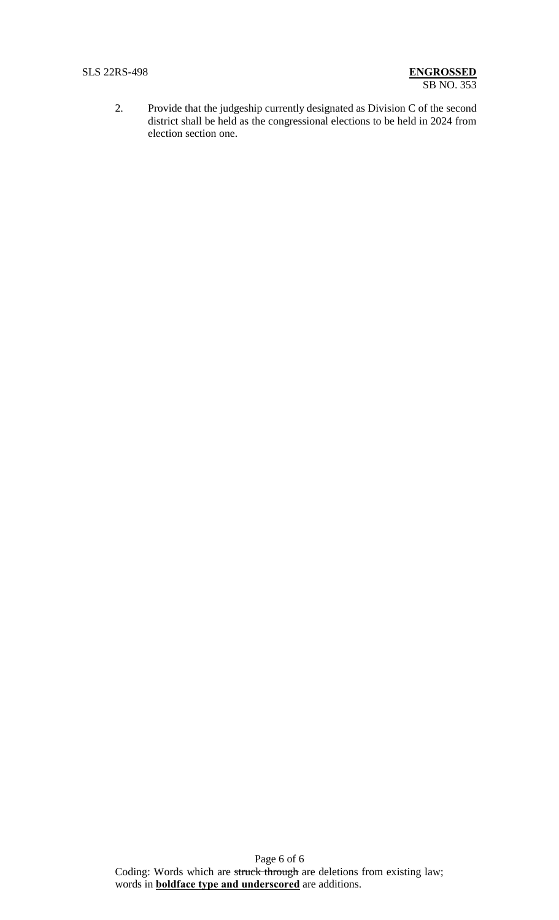2. Provide that the judgeship currently designated as Division C of the second district shall be held as the congressional elections to be held in 2024 from election section one.

Coding: Words which are ~~struck through~~ are deletions from existing law; words in **<u>boldface type and underscored</u>** are additions.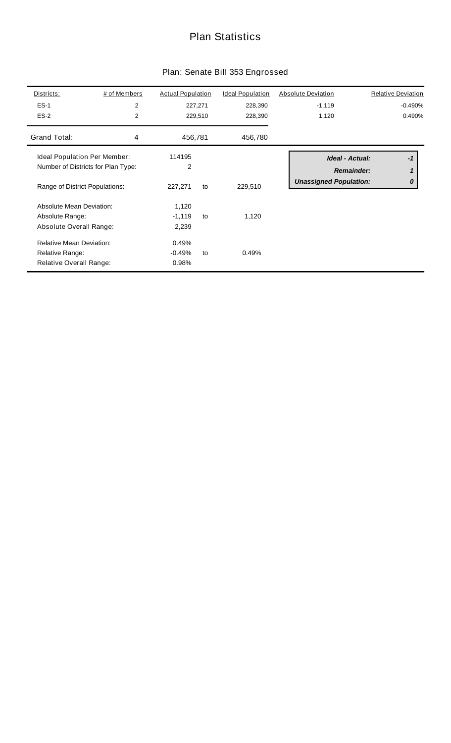# Plan Statistics

## Plan: Senate Bill 353 Engrossed

| Districts: | # of Members | Actual Population | Ideal Population | Absolute Deviation | Relative Deviation |
|---|---|---|---|---|---|
| ES-1 | 2 | 227,271 | 228,390 | -1,119 | -0.490% |
| ES-2 | 2 | 229,510 | 228,390 | 1,120 | 0.490% |
| Grand Total: | 4 | 456,781 | 456,780 | | |

| | | | |
|---|---|---|---|
| Ideal Population Per Member: | 114195 | | |
| Number of Districts for Plan Type: | 2 | | |
| Range of District Populations: | 227,271 | to | 229,510 |
| Absolute Mean Deviation: | 1,120 | | |
| Absolute Range: | -1,119 | to | 1,120 |
| Absolute Overall Range: | 2,239 | | |
| Relative Mean Deviation: | 0.49% | | |
| Relative Range: | -0.49% | to | 0.49% |
| Relative Overall Range: | 0.98% | | |

| | |
|---|---|
| ***Ideal - Actual:*** | ***-1*** |
| ***Remainder:*** | ***1*** |
| ***Unassigned Population:*** | ***0*** |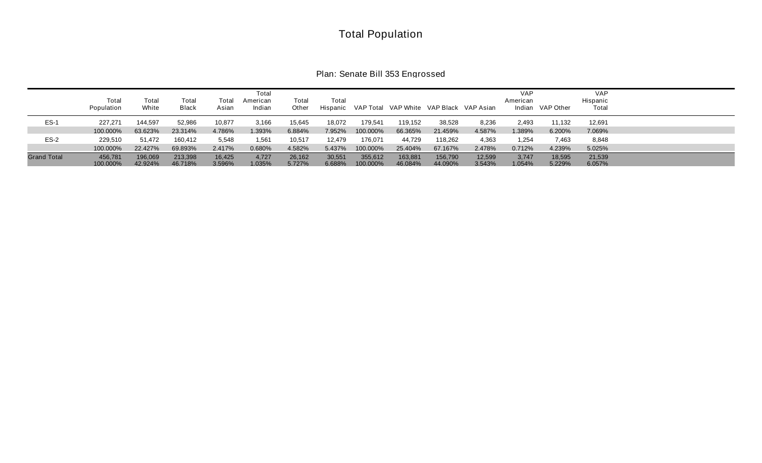# Total Population

## Plan: Senate Bill 353 Engrossed

| | Total Population | Total White | Total Black | Total Asian | Total American Indian | Total Other | Total Hispanic | VAP Total | VAP White | VAP Black | VAP Asian | VAP American Indian | VAP Other | VAP Hispanic Total |
|---|---|---|---|---|---|---|---|---|---|---|---|---|---|---|
| ES-1 | 227,271 | 144,597 | 52,986 | 10,877 | 3,166 | 15,645 | 18,072 | 179,541 | 119,152 | 38,528 | 8,236 | 2,493 | 11,132 | 12,691 |
| | 100.000% | 63.623% | 23.314% | 4.786% | 1.393% | 6.884% | 7.952% | 100.000% | 66.365% | 21.459% | 4.587% | 1.389% | 6.200% | 7.069% |
| ES-2 | 229,510 | 51,472 | 160,412 | 5,548 | 1,561 | 10,517 | 12,479 | 176,071 | 44,729 | 118,262 | 4,363 | 1,254 | 7,463 | 8,848 |
| | 100.000% | 22.427% | 69.893% | 2.417% | 0.680% | 4.582% | 5.437% | 100.000% | 25.404% | 67.167% | 2.478% | 0.712% | 4.239% | 5.025% |
| Grand Total | 456,781 | 196,069 | 213,398 | 16,425 | 4,727 | 26,162 | 30,551 | 355,612 | 163,881 | 156,790 | 12,599 | 3,747 | 18,595 | 21,539 |
| | 100.000% | 42.924% | 46.718% | 3.596% | 1.035% | 5.727% | 6.688% | 100.000% | 46.084% | 44.090% | 3.543% | 1.054% | 5.229% | 6.057% |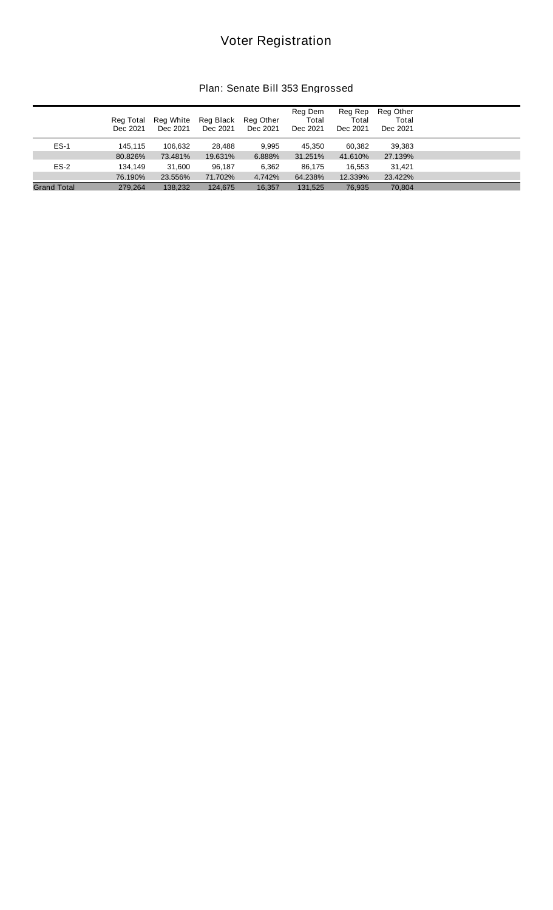# Voter Registration

## Plan: Senate Bill 353 Engrossed

| | Reg Total Dec 2021 | Reg White Dec 2021 | Reg Black Dec 2021 | Reg Other Dec 2021 | Reg Dem Total Dec 2021 | Reg Rep Total Dec 2021 | Reg Other Total Dec 2021 |
|---|---|---|---|---|---|---|---|
| ES-1 | 145,115 | 106,632 | 28,488 | 9,995 | 45,350 | 60,382 | 39,383 |
| | 80.826% | 73.481% | 19.631% | 6.888% | 31.251% | 41.610% | 27.139% |
| ES-2 | 134,149 | 31,600 | 96,187 | 6,362 | 86,175 | 16,553 | 31,421 |
| | 76.190% | 23.556% | 71.702% | 4.742% | 64.238% | 12.339% | 23.422% |
| Grand Total | 279,264 | 138,232 | 124,675 | 16,357 | 131,525 | 76,935 | 70,804 |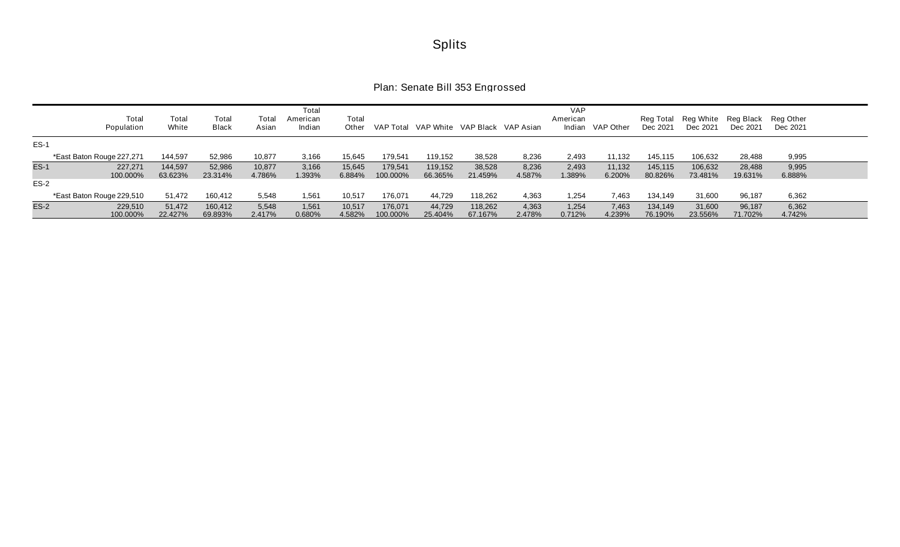# Splits

## Plan: Senate Bill 353 Engrossed

| | Total Population | Total White | Total Black | Total Asian | Total American Indian | Total Other | VAP Total | VAP White | VAP Black | VAP Asian | VAP American Indian | VAP Other | Reg Total Dec 2021 | Reg White Dec 2021 | Reg Black Dec 2021 | Reg Other Dec 2021 |
|---|---|---|---|---|---|---|---|---|---|---|---|---|---|---|---|---|
| ES-1 | | | | | | | | | | | | | | | | |
| *East Baton Rouge | 227,271 | 144,597 | 52,986 | 10,877 | 3,166 | 15,645 | 179,541 | 119,152 | 38,528 | 8,236 | 2,493 | 11,132 | 145,115 | 106,632 | 28,488 | 9,995 |
| ES-1 | 227,271 | 144,597 | 52,986 | 10,877 | 3,166 | 15,645 | 179,541 | 119,152 | 38,528 | 8,236 | 2,493 | 11,132 | 145,115 | 106,632 | 28,488 | 9,995 |
| | 100.000% | 63.623% | 23.314% | 4.786% | 1.393% | 6.884% | 100.000% | 66.365% | 21.459% | 4.587% | 1.389% | 6.200% | 80.826% | 73.481% | 19.631% | 6.888% |
| ES-2 | | | | | | | | | | | | | | | | |
| *East Baton Rouge | 229,510 | 51,472 | 160,412 | 5,548 | 1,561 | 10,517 | 176,071 | 44,729 | 118,262 | 4,363 | 1,254 | 7,463 | 134,149 | 31,600 | 96,187 | 6,362 |
| ES-2 | 229,510 | 51,472 | 160,412 | 5,548 | 1,561 | 10,517 | 176,071 | 44,729 | 118,262 | 4,363 | 1,254 | 7,463 | 134,149 | 31,600 | 96,187 | 6,362 |
| | 100.000% | 22.427% | 69.893% | 2.417% | 0.680% | 4.582% | 100.000% | 25.404% | 67.167% | 2.478% | 0.712% | 4.239% | 76.190% | 23.556% | 71.702% | 4.742% |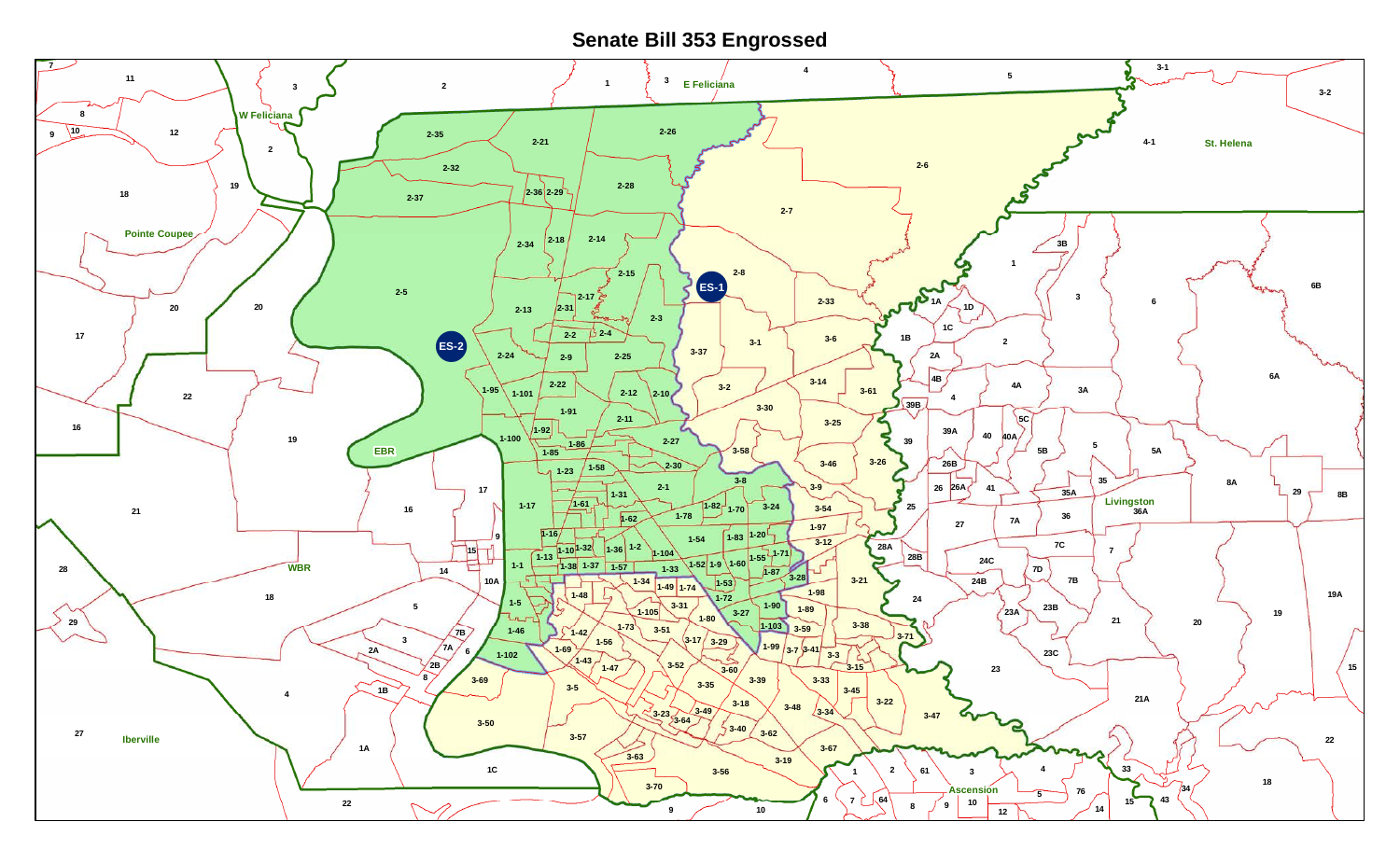# Senate Bill 353 Engrossed

ES-1

ES-2

W Feliciana

E Feliciana

St. Helena

Pointe Coupee

EBR

WBR

Livingston

Iberville

Ascension